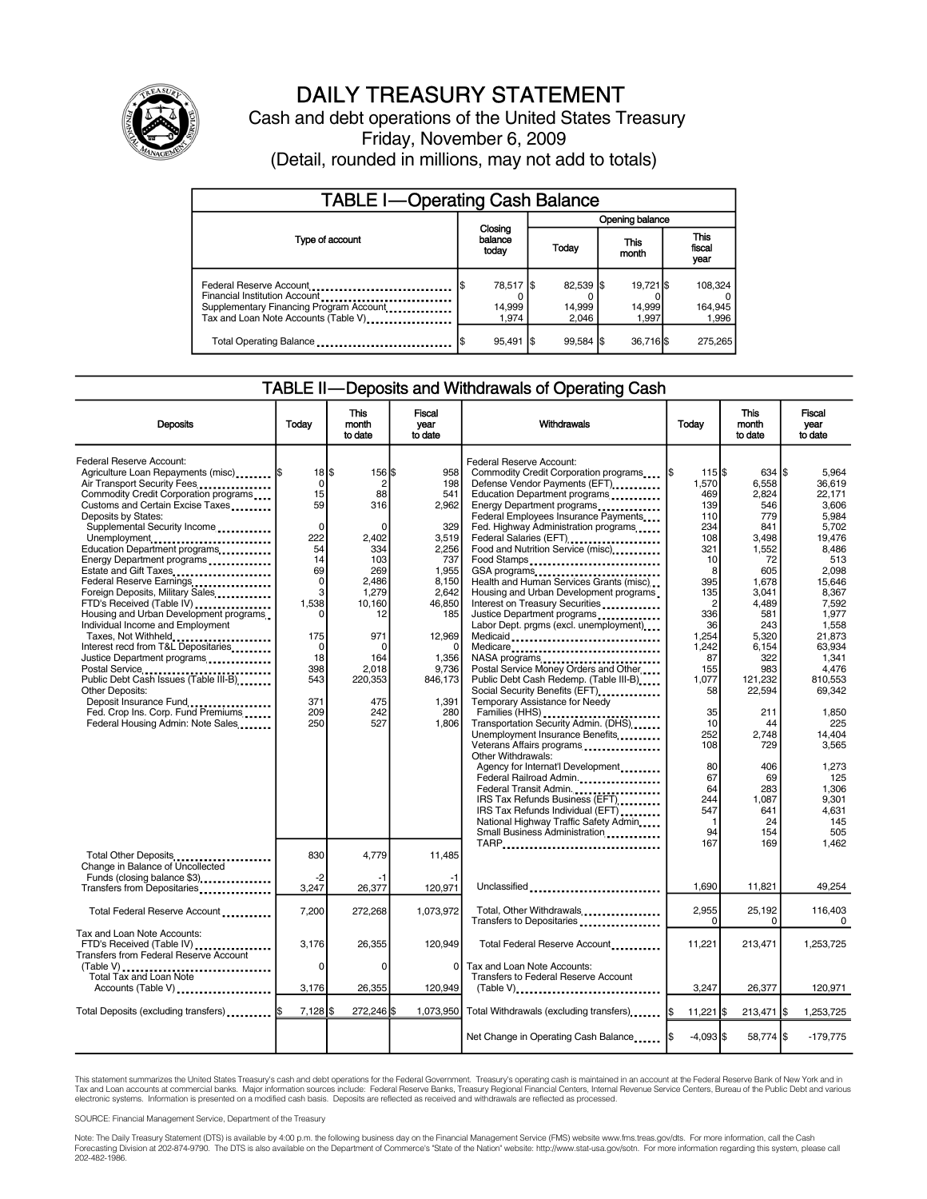# DAILY TREASURY STATEMENT

Cash and debt operations of the United States Treasury

Friday, November 6, 2009

(Detail, rounded in millions, may not add to totals)

## TABLE I—Operating Cash Balance

| Type of account | Closing balance today | Opening balance Today | Opening balance This month | Opening balance This fiscal year |
|---|---|---|---|---|
| Federal Reserve Account | $ 78,517 | $ 82,539 | $ 19,721 | $ 108,324 |
| Financial Institution Account | 0 | 0 | 0 | 0 |
| Supplementary Financing Program Account | 14,999 | 14,999 | 14,999 | 164,945 |
| Tax and Loan Note Accounts (Table V) | 1,974 | 2,046 | 1,997 | 1,996 |
| Total Operating Balance | $ 95,491 | $ 99,584 | $ 36,716 | $ 275,265 |

## TABLE II—Deposits and Withdrawals of Operating Cash

| Deposits | Today | This month to date | Fiscal year to date |
|---|---|---|---|
| Federal Reserve Account: | | | |
| Agriculture Loan Repayments (misc) | $ 18 | $ 156 | $ 958 |
| Air Transport Security Fees | 0 | 2 | 198 |
| Commodity Credit Corporation programs | 15 | 88 | 541 |
| Customs and Certain Excise Taxes | 59 | 316 | 2,962 |
| Deposits by States: | | | |
| Supplemental Security Income | 0 | 0 | 329 |
| Unemployment | 222 | 2,402 | 3,519 |
| Education Department programs | 54 | 334 | 2,256 |
| Energy Department programs | 14 | 103 | 737 |
| Estate and Gift Taxes | 69 | 269 | 1,955 |
| Federal Reserve Earnings | 0 | 2,486 | 8,150 |
| Foreign Deposits, Military Sales | 3 | 1,279 | 2,642 |
| FTD's Received (Table IV) | 1,538 | 10,160 | 46,850 |
| Housing and Urban Development programs | 0 | 12 | 185 |
| Individual Income and Employment Taxes, Not Withheld | 175 | 971 | 12,969 |
| Interest recd from T&L Depositaries | 0 | 0 | 0 |
| Justice Department programs | 18 | 164 | 1,356 |
| Postal Service | 398 | 2,018 | 9,736 |
| Public Debt Cash Issues (Table III-B) | 543 | 220,353 | 846,173 |
| Other Deposits: | | | |
| Deposit Insurance Fund | 371 | 475 | 1,391 |
| Fed. Crop Ins. Corp. Fund Premiums | 209 | 242 | 280 |
| Federal Housing Admin: Note Sales | 250 | 527 | 1,806 |
| Total Other Deposits | 830 | 4,779 | 11,485 |
| Change in Balance of Uncollected Funds (closing balance $3) | -2 | -1 | -1 |
| Transfers from Depositaries | 3,247 | 26,377 | 120,971 |
| Total Federal Reserve Account | 7,200 | 272,268 | 1,073,972 |
| Tax and Loan Note Accounts: | | | |
| FTD's Received (Table IV) | 3,176 | 26,355 | 120,949 |
| Transfers from Federal Reserve Account (Table V) | 0 | 0 | 0 |
| Total Tax and Loan Note Accounts (Table V) | 3,176 | 26,355 | 120,949 |
| Total Deposits (excluding transfers) | $ 7,128 | $ 272,246 | $ 1,073,950 |

| Withdrawals | Today | This month to date | Fiscal year to date |
|---|---|---|---|
| Federal Reserve Account: | | | |
| Commodity Credit Corporation programs | $ 115 | $ 634 | $ 5,964 |
| Defense Vendor Payments (EFT) | 1,570 | 6,558 | 36,619 |
| Education Department programs | 469 | 2,824 | 22,171 |
| Energy Department programs | 139 | 546 | 3,606 |
| Federal Employees Insurance Payments | 110 | 779 | 5,984 |
| Fed. Highway Administration programs | 234 | 841 | 5,702 |
| Federal Salaries (EFT) | 108 | 3,498 | 19,476 |
| Food and Nutrition Service (misc) | 321 | 1,552 | 8,486 |
| Food Stamps | 10 | 72 | 513 |
| GSA programs | 8 | 605 | 2,098 |
| Health and Human Services Grants (misc) | 395 | 1,678 | 15,646 |
| Housing and Urban Development programs | 135 | 3,041 | 8,367 |
| Interest on Treasury Securities | 2 | 4,489 | 7,592 |
| Justice Department programs | 336 | 581 | 1,977 |
| Labor Dept. prgms (excl. unemployment) | 36 | 243 | 1,558 |
| Medicaid | 1,254 | 5,320 | 21,873 |
| Medicare | 1,242 | 6,154 | 63,934 |
| NASA programs | 87 | 322 | 1,341 |
| Postal Service Money Orders and Other | 155 | 983 | 4,476 |
| Public Debt Cash Redemp. (Table III-B) | 1,077 | 121,232 | 810,553 |
| Social Security Benefits (EFT) | 58 | 22,594 | 69,342 |
| Temporary Assistance for Needy Families (HHS) | 35 | 211 | 1,850 |
| Transportation Security Admin. (DHS) | 10 | 44 | 225 |
| Unemployment Insurance Benefits | 252 | 2,748 | 14,404 |
| Veterans Affairs programs | 108 | 729 | 3,565 |
| Other Withdrawals: | | | |
| Agency for Internat'l Development | 80 | 406 | 1,273 |
| Federal Railroad Admin. | 67 | 69 | 125 |
| Federal Transit Admin. | 64 | 283 | 1,306 |
| IRS Tax Refunds Business (EFT) | 244 | 1,087 | 9,301 |
| IRS Tax Refunds Individual (EFT) | 547 | 641 | 4,631 |
| National Highway Traffic Safety Admin | 1 | 24 | 145 |
| Small Business Administration | 94 | 154 | 505 |
| TARP | 167 | 169 | 1,462 |
| Unclassified | 1,690 | 11,821 | 49,254 |
| Total, Other Withdrawals | 2,955 | 25,192 | 116,403 |
| Transfers to Depositaries | 0 | 0 | 0 |
| Total Federal Reserve Account | 11,221 | 213,471 | 1,253,725 |
| Tax and Loan Note Accounts: | | | |
| Transfers to Federal Reserve Account (Table V) | 3,247 | 26,377 | 120,971 |
| Total Withdrawals (excluding transfers) | $ 11,221 | $ 213,471 | $ 1,253,725 |
| Net Change in Operating Cash Balance | $ -4,093 | $ 58,774 | $ -179,775 |

This statement summarizes the United States Treasury's cash and debt operations for the Federal Government. Treasury's operating cash is maintained in an account at the Federal Reserve Bank of New York and in Tax and Loan accounts at commercial banks. Major information sources include: Federal Reserve Banks, Treasury Regional Financial Centers, Internal Revenue Service Centers, Bureau of the Public Debt and various electronic systems. Information is presented on a modified cash basis. Deposits are reflected as received and withdrawals are reflected as processed.

SOURCE: Financial Management Service, Department of the Treasury

Note: The Daily Treasury Statement (DTS) is available by 4:00 p.m. the following business day on the Financial Management Service (FMS) website www.fms.treas.gov/dts. For more information, call the Cash Forecasting Division at 202-874-9790. The DTS is also available on the Department of Commerce's "State of the Nation" website: http://www.stat-usa.gov/sotn. For more information regarding this system, please call 202-482-1986.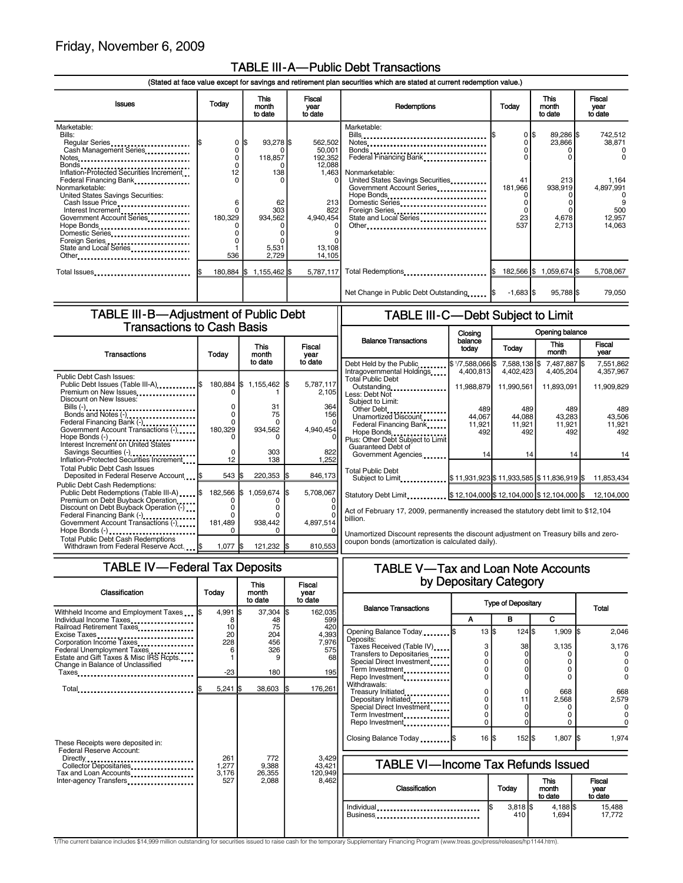Friday, November 6, 2009

## TABLE III-A—Public Debt Transactions

(Stated at face value except for savings and retirement plan securities which are stated at current redemption value.)

| Issues | Today | This month to date | Fiscal year to date |
|---|---|---|---|
| Marketable: | | | |
| Bills: | | | |
| Regular Series | $ 0 | $ 93,278 | $ 562,502 |
| Cash Management Series | 0 | 0 | 50,001 |
| Notes | 0 | 118,857 | 192,352 |
| Bonds | 0 | 0 | 12,088 |
| Inflation-Protected Securities Increment | 12 | 138 | 1,463 |
| Federal Financing Bank | 0 | 0 | 0 |
| Nonmarketable: | | | |
| United States Savings Securities: | | | |
| Cash Issue Price | 6 | 62 | 213 |
| Interest Increment | 0 | 303 | 822 |
| Government Account Series | 180,329 | 934,562 | 4,940,454 |
| Hope Bonds | 0 | 0 | 0 |
| Domestic Series | 0 | 0 | 9 |
| Foreign Series | 0 | 0 | 0 |
| State and Local Series | 1 | 5,531 | 13,108 |
| Other | 536 | 2,729 | 14,105 |
| Total Issues | $ 180,884 | $ 1,155,462 | $ 5,787,117 |

| Redemptions | Today | This month to date | Fiscal year to date |
|---|---|---|---|
| Marketable: | | | |
| Bills | $ 0 | $ 89,286 | $ 742,512 |
| Notes | 0 | 23,866 | 38,871 |
| Bonds | 0 | 0 | 0 |
| Federal Financing Bank | 0 | 0 | 0 |
| Nonmarketable: | | | |
| United States Savings Securities | 41 | 213 | 1,164 |
| Government Account Series | 181,966 | 938,919 | 4,897,991 |
| Hope Bonds | 0 | 0 | 0 |
| Domestic Series | 0 | 0 | 9 |
| Foreign Series | 0 | 0 | 500 |
| State and Local Series | 23 | 4,678 | 12,957 |
| Other | 537 | 2,713 | 14,063 |
| Total Redemptions | $ 182,566 | $ 1,059,674 | $ 5,708,067 |
| Net Change in Public Debt Outstanding | $ -1,683 | $ 95,788 | $ 79,050 |

## TABLE III-B—Adjustment of Public Debt Transactions to Cash Basis

| Transactions | Today | This month to date | Fiscal year to date |
|---|---|---|---|
| Public Debt Cash Issues: | | | |
| Public Debt Issues (Table III-A) | $ 180,884 | $ 1,155,462 | $ 5,787,117 |
| Premium on New Issues | 0 | 1 | 2,105 |
| Discount on New Issues: | | | |
| Bills (-) | 0 | 31 | 364 |
| Bonds and Notes (-) | 0 | 75 | 156 |
| Federal Financing Bank (-) | 0 | 0 | 0 |
| Government Account Transactions (-) | 180,329 | 934,562 | 4,940,454 |
| Hope Bonds (-) | 0 | 0 | 0 |
| Interest Increment on United States Savings Securities (-) | 0 | 303 | 822 |
| Inflation-Protected Securities Increment | 12 | 138 | 1,252 |
| Total Public Debt Cash Issues Deposited in Federal Reserve Account | $ 543 | $ 220,353 | $ 846,173 |
| Public Debt Cash Redemptions: | | | |
| Public Debt Redemptions (Table III-A) | $ 182,566 | $ 1,059,674 | $ 5,708,067 |
| Premium on Debt Buyback Operation | 0 | 0 | 0 |
| Discount on Debt Buyback Operation (-) | 0 | 0 | 0 |
| Federal Financing Bank (-) | 0 | 0 | 0 |
| Government Account Transactions (-) | 181,489 | 938,442 | 4,897,514 |
| Hope Bonds (-) | 0 | 0 | 0 |
| Total Public Debt Cash Redemptions Withdrawn from Federal Reserve Acct. | $ 1,077 | $ 121,232 | $ 810,553 |

## TABLE III-C—Debt Subject to Limit

| Balance Transactions | Closing balance today | Opening balance Today | Opening balance This month | Opening balance Fiscal year |
|---|---|---|---|---|
| Debt Held by the Public | $ [1]7,588,066 | $ 7,588,138 | $ 7,487,887 | $ 7,551,862 |
| Intragovernmental Holdings | 4,400,813 | 4,402,423 | 4,405,204 | 4,357,967 |
| Total Public Debt Outstanding | 11,988,879 | 11,990,561 | 11,893,091 | 11,909,829 |
| Less: Debt Not Subject to Limit: | | | | |
| Other Debt | 489 | 489 | 489 | 489 |
| Unamortized Discount | 44,067 | 44,088 | 43,283 | 43,506 |
| Federal Financing Bank | 11,921 | 11,921 | 11,921 | 11,921 |
| Hope Bonds | 492 | 492 | 492 | 492 |
| Plus: Other Debt Subject to Limit | | | | |
| Guaranteed Debt of Government Agencies | 14 | 14 | 14 | 14 |
| Total Public Debt Subject to Limit | $ 11,931,923 | $ 11,933,585 | $ 11,836,919 | $ 11,853,434 |
| Statutory Debt Limit | $ 12,104,000 | $ 12,104,000 | $ 12,104,000 | $ 12,104,000 |

Act of February 17, 2009, permanently increased the statutory debt limit to $12,104 billion.

Unamortized Discount represents the discount adjustment on Treasury bills and zero-coupon bonds (amortization is calculated daily).

## TABLE IV—Federal Tax Deposits

| Classification | Today | This month to date | Fiscal year to date |
|---|---|---|---|
| Withheld Income and Employment Taxes | $ 4,991 | $ 37,304 | $ 162,035 |
| Individual Income Taxes | 8 | 48 | 599 |
| Railroad Retirement Taxes | 10 | 75 | 420 |
| Excise Taxes | 20 | 204 | 4,393 |
| Corporation Income Taxes | 228 | 456 | 7,976 |
| Federal Unemployment Taxes | 6 | 326 | 575 |
| Estate and Gift Taxes & Misc IRS Rcpts. | 1 | 9 | 68 |
| Change in Balance of Unclassified Taxes | -23 | 180 | 195 |
| Total | $ 5,241 | $ 38,603 | $ 176,261 |
| These Receipts were deposited in: | | | |
| Federal Reserve Account: | | | |
| Directly | 261 | 772 | 3,429 |
| Collector Depositaries | 1,277 | 9,388 | 43,421 |
| Tax and Loan Accounts | 3,176 | 26,355 | 120,949 |
| Inter-agency Transfers | 527 | 2,088 | 8,462 |

## TABLE V—Tax and Loan Note Accounts by Depositary Category

| Balance Transactions | Type of Depositary A | Type of Depositary B | Type of Depositary C | Total |
|---|---|---|---|---|
| Opening Balance Today | $ 13 | $ 124 | $ 1,909 | $ 2,046 |
| Deposits: | | | | |
| Taxes Received (Table IV) | 3 | 38 | 3,135 | 3,176 |
| Transfers to Depositaries | 0 | 0 | 0 | 0 |
| Special Direct Investment | 0 | 0 | 0 | 0 |
| Term Investment | 0 | 0 | 0 | 0 |
| Repo Investment | 0 | 0 | 0 | 0 |
| Withdrawals: | | | | |
| Treasury Initiated | 0 | 0 | 668 | 668 |
| Depositary Initiated | 0 | 11 | 2,568 | 2,579 |
| Special Direct Investment | 0 | 0 | 0 | 0 |
| Term Investment | 0 | 0 | 0 | 0 |
| Repo Investment | 0 | 0 | 0 | 0 |
| Closing Balance Today | $ 16 | $ 152 | $ 1,807 | $ 1,974 |

## TABLE VI—Income Tax Refunds Issued

| Classification | Today | This month to date | Fiscal year to date |
|---|---|---|---|
| Individual | $ 3,818 | $ 4,188 | $ 15,488 |
| Business | 410 | 1,694 | 17,772 |

1/The current balance includes $14,999 million outstanding for securities issued to raise cash for the temporary Supplementary Financing Program (www.treas.gov/press/releases/hp1144.htm).